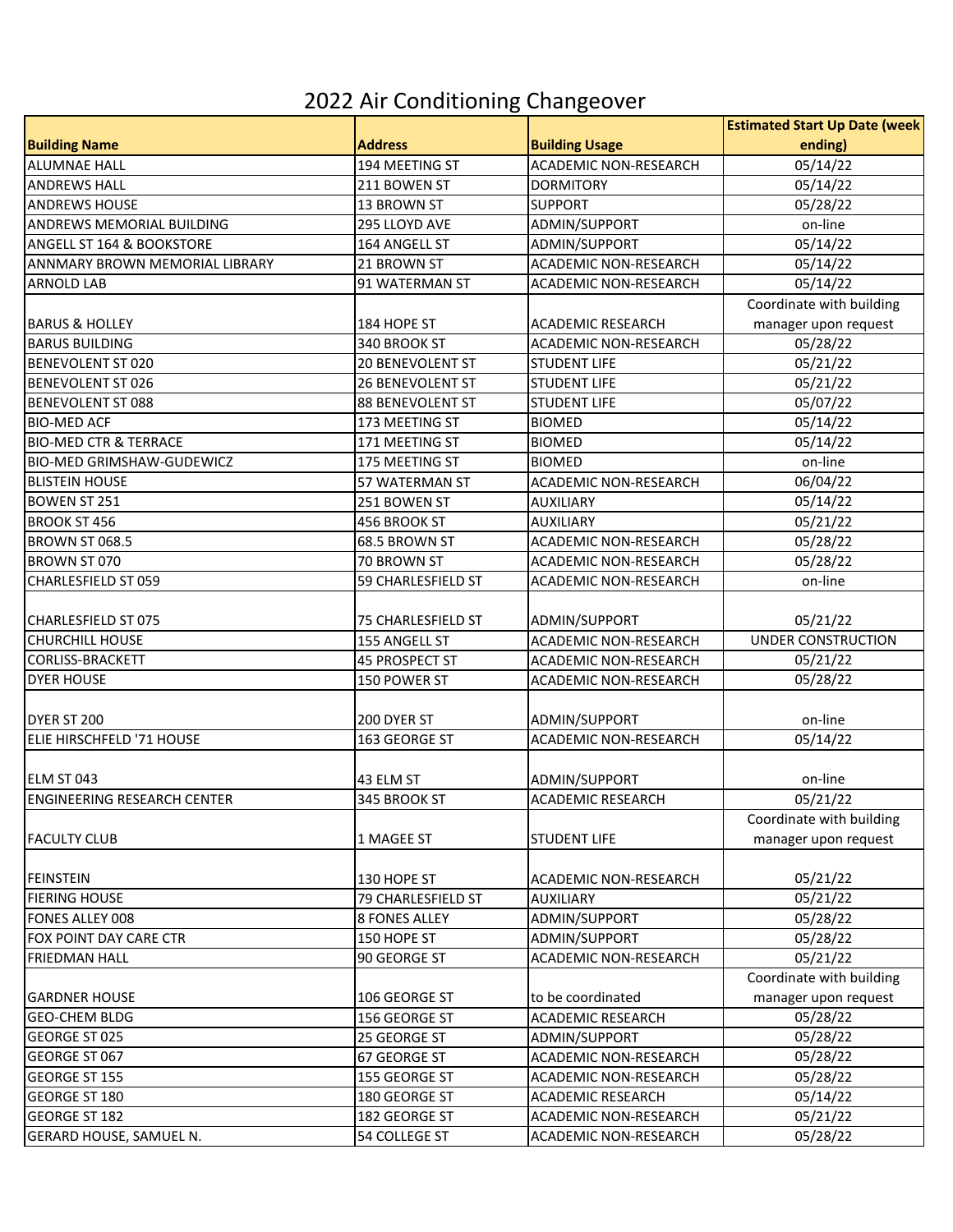# 2022 Air Conditioning Changeover

| Building Name | Address | Building Usage | Estimated Start Up Date (week ending) |
|---|---|---|---|
| ALUMNAE HALL | 194 MEETING ST | ACADEMIC NON-RESEARCH | 05/14/22 |
| ANDREWS HALL | 211 BOWEN ST | DORMITORY | 05/14/22 |
| ANDREWS HOUSE | 13 BROWN ST | SUPPORT | 05/28/22 |
| ANDREWS MEMORIAL BUILDING | 295 LLOYD AVE | ADMIN/SUPPORT | on-line |
| ANGELL ST 164 & BOOKSTORE | 164 ANGELL ST | ADMIN/SUPPORT | 05/14/22 |
| ANNMARY BROWN MEMORIAL LIBRARY | 21 BROWN ST | ACADEMIC NON-RESEARCH | 05/14/22 |
| ARNOLD LAB | 91 WATERMAN ST | ACADEMIC NON-RESEARCH | 05/14/22 |
| BARUS & HOLLEY | 184 HOPE ST | ACADEMIC RESEARCH | Coordinate with building manager upon request |
| BARUS BUILDING | 340 BROOK ST | ACADEMIC NON-RESEARCH | 05/28/22 |
| BENEVOLENT ST 020 | 20 BENEVOLENT ST | STUDENT LIFE | 05/21/22 |
| BENEVOLENT ST 026 | 26 BENEVOLENT ST | STUDENT LIFE | 05/21/22 |
| BENEVOLENT ST 088 | 88 BENEVOLENT ST | STUDENT LIFE | 05/07/22 |
| BIO-MED ACF | 173 MEETING ST | BIOMED | 05/14/22 |
| BIO-MED CTR & TERRACE | 171 MEETING ST | BIOMED | 05/14/22 |
| BIO-MED GRIMSHAW-GUDEWICZ | 175 MEETING ST | BIOMED | on-line |
| BLISTEIN HOUSE | 57 WATERMAN ST | ACADEMIC NON-RESEARCH | 06/04/22 |
| BOWEN ST 251 | 251 BOWEN ST | AUXILIARY | 05/14/22 |
| BROOK ST 456 | 456 BROOK ST | AUXILIARY | 05/21/22 |
| BROWN ST 068.5 | 68.5 BROWN ST | ACADEMIC NON-RESEARCH | 05/28/22 |
| BROWN ST 070 | 70 BROWN ST | ACADEMIC NON-RESEARCH | 05/28/22 |
| CHARLESFIELD ST 059 | 59 CHARLESFIELD ST | ACADEMIC NON-RESEARCH | on-line |
| CHARLESFIELD ST 075 | 75 CHARLESFIELD ST | ADMIN/SUPPORT | 05/21/22 |
| CHURCHILL HOUSE | 155 ANGELL ST | ACADEMIC NON-RESEARCH | UNDER CONSTRUCTION |
| CORLISS-BRACKETT | 45 PROSPECT ST | ACADEMIC NON-RESEARCH | 05/21/22 |
| DYER HOUSE | 150 POWER ST | ACADEMIC NON-RESEARCH | 05/28/22 |
| DYER ST 200 | 200 DYER ST | ADMIN/SUPPORT | on-line |
| ELIE HIRSCHFELD '71 HOUSE | 163 GEORGE ST | ACADEMIC NON-RESEARCH | 05/14/22 |
| ELM ST 043 | 43 ELM ST | ADMIN/SUPPORT | on-line |
| ENGINEERING RESEARCH CENTER | 345 BROOK ST | ACADEMIC RESEARCH | 05/21/22 |
| FACULTY CLUB | 1 MAGEE ST | STUDENT LIFE | Coordinate with building manager upon request |
| FEINSTEIN | 130 HOPE ST | ACADEMIC NON-RESEARCH | 05/21/22 |
| FIERING HOUSE | 79 CHARLESFIELD ST | AUXILIARY | 05/21/22 |
| FONES ALLEY 008 | 8 FONES ALLEY | ADMIN/SUPPORT | 05/28/22 |
| FOX POINT DAY CARE CTR | 150 HOPE ST | ADMIN/SUPPORT | 05/28/22 |
| FRIEDMAN HALL | 90 GEORGE ST | ACADEMIC NON-RESEARCH | 05/21/22 |
| GARDNER HOUSE | 106 GEORGE ST | to be coordinated | Coordinate with building manager upon request |
| GEO-CHEM BLDG | 156 GEORGE ST | ACADEMIC RESEARCH | 05/28/22 |
| GEORGE ST 025 | 25 GEORGE ST | ADMIN/SUPPORT | 05/28/22 |
| GEORGE ST 067 | 67 GEORGE ST | ACADEMIC NON-RESEARCH | 05/28/22 |
| GEORGE ST 155 | 155 GEORGE ST | ACADEMIC NON-RESEARCH | 05/28/22 |
| GEORGE ST 180 | 180 GEORGE ST | ACADEMIC RESEARCH | 05/14/22 |
| GEORGE ST 182 | 182 GEORGE ST | ACADEMIC NON-RESEARCH | 05/21/22 |
| GERARD HOUSE, SAMUEL N. | 54 COLLEGE ST | ACADEMIC NON-RESEARCH | 05/28/22 |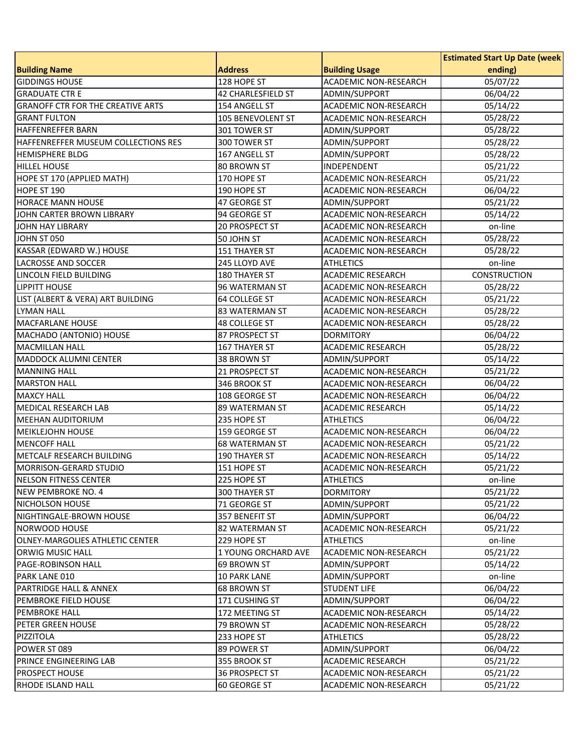| Building Name | Address | Building Usage | Estimated Start Up Date (week ending) |
|---|---|---|---|
| GIDDINGS HOUSE | 128 HOPE ST | ACADEMIC NON-RESEARCH | 05/07/22 |
| GRADUATE CTR E | 42 CHARLESFIELD ST | ADMIN/SUPPORT | 06/04/22 |
| GRANOFF CTR FOR THE CREATIVE ARTS | 154 ANGELL ST | ACADEMIC NON-RESEARCH | 05/14/22 |
| GRANT FULTON | 105 BENEVOLENT ST | ACADEMIC NON-RESEARCH | 05/28/22 |
| HAFFENREFFER BARN | 301 TOWER ST | ADMIN/SUPPORT | 05/28/22 |
| HAFFENREFFER MUSEUM COLLECTIONS RES | 300 TOWER ST | ADMIN/SUPPORT | 05/28/22 |
| HEMISPHERE BLDG | 167 ANGELL ST | ADMIN/SUPPORT | 05/28/22 |
| HILLEL HOUSE | 80 BROWN ST | INDEPENDENT | 05/21/22 |
| HOPE ST 170 (APPLIED MATH) | 170 HOPE ST | ACADEMIC NON-RESEARCH | 05/21/22 |
| HOPE ST 190 | 190 HOPE ST | ACADEMIC NON-RESEARCH | 06/04/22 |
| HORACE MANN HOUSE | 47 GEORGE ST | ADMIN/SUPPORT | 05/21/22 |
| JOHN CARTER BROWN LIBRARY | 94 GEORGE ST | ACADEMIC NON-RESEARCH | 05/14/22 |
| JOHN HAY LIBRARY | 20 PROSPECT ST | ACADEMIC NON-RESEARCH | on-line |
| JOHN ST 050 | 50 JOHN ST | ACADEMIC NON-RESEARCH | 05/28/22 |
| KASSAR (EDWARD W.) HOUSE | 151 THAYER ST | ACADEMIC NON-RESEARCH | 05/28/22 |
| LACROSSE AND SOCCER | 245 LLOYD AVE | ATHLETICS | on-line |
| LINCOLN FIELD BUILDING | 180 THAYER ST | ACADEMIC RESEARCH | CONSTRUCTION |
| LIPPITT HOUSE | 96 WATERMAN ST | ACADEMIC NON-RESEARCH | 05/28/22 |
| LIST (ALBERT & VERA) ART BUILDING | 64 COLLEGE ST | ACADEMIC NON-RESEARCH | 05/21/22 |
| LYMAN HALL | 83 WATERMAN ST | ACADEMIC NON-RESEARCH | 05/28/22 |
| MACFARLANE HOUSE | 48 COLLEGE ST | ACADEMIC NON-RESEARCH | 05/28/22 |
| MACHADO (ANTONIO) HOUSE | 87 PROSPECT ST | DORMITORY | 06/04/22 |
| MACMILLAN HALL | 167 THAYER ST | ACADEMIC RESEARCH | 05/28/22 |
| MADDOCK ALUMNI CENTER | 38 BROWN ST | ADMIN/SUPPORT | 05/14/22 |
| MANNING HALL | 21 PROSPECT ST | ACADEMIC NON-RESEARCH | 05/21/22 |
| MARSTON HALL | 346 BROOK ST | ACADEMIC NON-RESEARCH | 06/04/22 |
| MAXCY HALL | 108 GEORGE ST | ACADEMIC NON-RESEARCH | 06/04/22 |
| MEDICAL RESEARCH LAB | 89 WATERMAN ST | ACADEMIC RESEARCH | 05/14/22 |
| MEEHAN AUDITORIUM | 235 HOPE ST | ATHLETICS | 06/04/22 |
| MEIKLEJOHN HOUSE | 159 GEORGE ST | ACADEMIC NON-RESEARCH | 06/04/22 |
| MENCOFF HALL | 68 WATERMAN ST | ACADEMIC NON-RESEARCH | 05/21/22 |
| METCALF RESEARCH BUILDING | 190 THAYER ST | ACADEMIC NON-RESEARCH | 05/14/22 |
| MORRISON-GERARD STUDIO | 151 HOPE ST | ACADEMIC NON-RESEARCH | 05/21/22 |
| NELSON FITNESS CENTER | 225 HOPE ST | ATHLETICS | on-line |
| NEW PEMBROKE NO. 4 | 300 THAYER ST | DORMITORY | 05/21/22 |
| NICHOLSON HOUSE | 71 GEORGE ST | ADMIN/SUPPORT | 05/21/22 |
| NIGHTINGALE-BROWN HOUSE | 357 BENEFIT ST | ADMIN/SUPPORT | 06/04/22 |
| NORWOOD HOUSE | 82 WATERMAN ST | ACADEMIC NON-RESEARCH | 05/21/22 |
| OLNEY-MARGOLIES ATHLETIC CENTER | 229 HOPE ST | ATHLETICS | on-line |
| ORWIG MUSIC HALL | 1 YOUNG ORCHARD AVE | ACADEMIC NON-RESEARCH | 05/21/22 |
| PAGE-ROBINSON HALL | 69 BROWN ST | ADMIN/SUPPORT | 05/14/22 |
| PARK LANE 010 | 10 PARK LANE | ADMIN/SUPPORT | on-line |
| PARTRIDGE HALL & ANNEX | 68 BROWN ST | STUDENT LIFE | 06/04/22 |
| PEMBROKE FIELD HOUSE | 171 CUSHING ST | ADMIN/SUPPORT | 06/04/22 |
| PEMBROKE HALL | 172 MEETING ST | ACADEMIC NON-RESEARCH | 05/14/22 |
| PETER GREEN HOUSE | 79 BROWN ST | ACADEMIC NON-RESEARCH | 05/28/22 |
| PIZZITOLA | 233 HOPE ST | ATHLETICS | 05/28/22 |
| POWER ST 089 | 89 POWER ST | ADMIN/SUPPORT | 06/04/22 |
| PRINCE ENGINEERING LAB | 355 BROOK ST | ACADEMIC RESEARCH | 05/21/22 |
| PROSPECT HOUSE | 36 PROSPECT ST | ACADEMIC NON-RESEARCH | 05/21/22 |
| RHODE ISLAND HALL | 60 GEORGE ST | ACADEMIC NON-RESEARCH | 05/21/22 |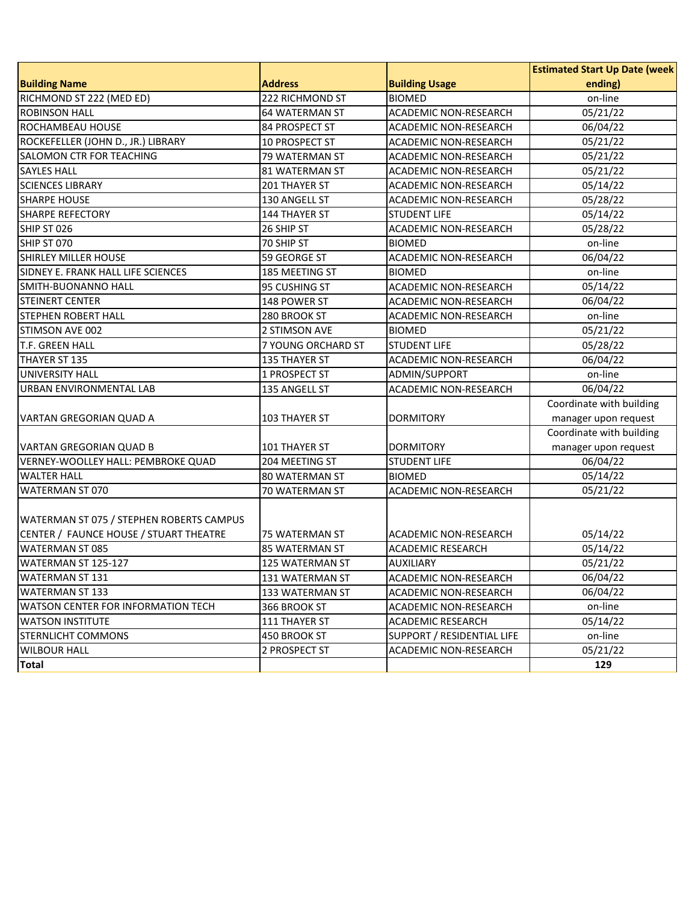| Building Name | Address | Building Usage | Estimated Start Up Date (week ending) |
|---|---|---|---|
| RICHMOND ST 222 (MED ED) | 222 RICHMOND ST | BIOMED | on-line |
| ROBINSON HALL | 64 WATERMAN ST | ACADEMIC NON-RESEARCH | 05/21/22 |
| ROCHAMBEAU HOUSE | 84 PROSPECT ST | ACADEMIC NON-RESEARCH | 06/04/22 |
| ROCKEFELLER (JOHN D., JR.) LIBRARY | 10 PROSPECT ST | ACADEMIC NON-RESEARCH | 05/21/22 |
| SALOMON CTR FOR TEACHING | 79 WATERMAN ST | ACADEMIC NON-RESEARCH | 05/21/22 |
| SAYLES HALL | 81 WATERMAN ST | ACADEMIC NON-RESEARCH | 05/21/22 |
| SCIENCES LIBRARY | 201 THAYER ST | ACADEMIC NON-RESEARCH | 05/14/22 |
| SHARPE HOUSE | 130 ANGELL ST | ACADEMIC NON-RESEARCH | 05/28/22 |
| SHARPE REFECTORY | 144 THAYER ST | STUDENT LIFE | 05/14/22 |
| SHIP ST 026 | 26 SHIP ST | ACADEMIC NON-RESEARCH | 05/28/22 |
| SHIP ST 070 | 70 SHIP ST | BIOMED | on-line |
| SHIRLEY MILLER HOUSE | 59 GEORGE ST | ACADEMIC NON-RESEARCH | 06/04/22 |
| SIDNEY E. FRANK HALL LIFE SCIENCES | 185 MEETING ST | BIOMED | on-line |
| SMITH-BUONANNO HALL | 95 CUSHING ST | ACADEMIC NON-RESEARCH | 05/14/22 |
| STEINERT CENTER | 148 POWER ST | ACADEMIC NON-RESEARCH | 06/04/22 |
| STEPHEN ROBERT HALL | 280 BROOK ST | ACADEMIC NON-RESEARCH | on-line |
| STIMSON AVE 002 | 2 STIMSON AVE | BIOMED | 05/21/22 |
| T.F. GREEN HALL | 7 YOUNG ORCHARD ST | STUDENT LIFE | 05/28/22 |
| THAYER ST 135 | 135 THAYER ST | ACADEMIC NON-RESEARCH | 06/04/22 |
| UNIVERSITY HALL | 1 PROSPECT ST | ADMIN/SUPPORT | on-line |
| URBAN ENVIRONMENTAL LAB | 135 ANGELL ST | ACADEMIC NON-RESEARCH | 06/04/22 |
| VARTAN GREGORIAN QUAD A | 103 THAYER ST | DORMITORY | Coordinate with building manager upon request |
| VARTAN GREGORIAN QUAD B | 101 THAYER ST | DORMITORY | Coordinate with building manager upon request |
| VERNEY-WOOLLEY HALL: PEMBROKE QUAD | 204 MEETING ST | STUDENT LIFE | 06/04/22 |
| WALTER HALL | 80 WATERMAN ST | BIOMED | 05/14/22 |
| WATERMAN ST 070 | 70 WATERMAN ST | ACADEMIC NON-RESEARCH | 05/21/22 |
| WATERMAN ST 075 / STEPHEN ROBERTS CAMPUS CENTER / FAUNCE HOUSE / STUART THEATRE | 75 WATERMAN ST | ACADEMIC NON-RESEARCH | 05/14/22 |
| WATERMAN ST 085 | 85 WATERMAN ST | ACADEMIC RESEARCH | 05/14/22 |
| WATERMAN ST 125-127 | 125 WATERMAN ST | AUXILIARY | 05/21/22 |
| WATERMAN ST 131 | 131 WATERMAN ST | ACADEMIC NON-RESEARCH | 06/04/22 |
| WATERMAN ST 133 | 133 WATERMAN ST | ACADEMIC NON-RESEARCH | 06/04/22 |
| WATSON CENTER FOR INFORMATION TECH | 366 BROOK ST | ACADEMIC NON-RESEARCH | on-line |
| WATSON INSTITUTE | 111 THAYER ST | ACADEMIC RESEARCH | 05/14/22 |
| STERNLICHT COMMONS | 450 BROOK ST | SUPPORT / RESIDENTIAL LIFE | on-line |
| WILBOUR HALL | 2 PROSPECT ST | ACADEMIC NON-RESEARCH | 05/21/22 |
| **Total** | | | **129** |